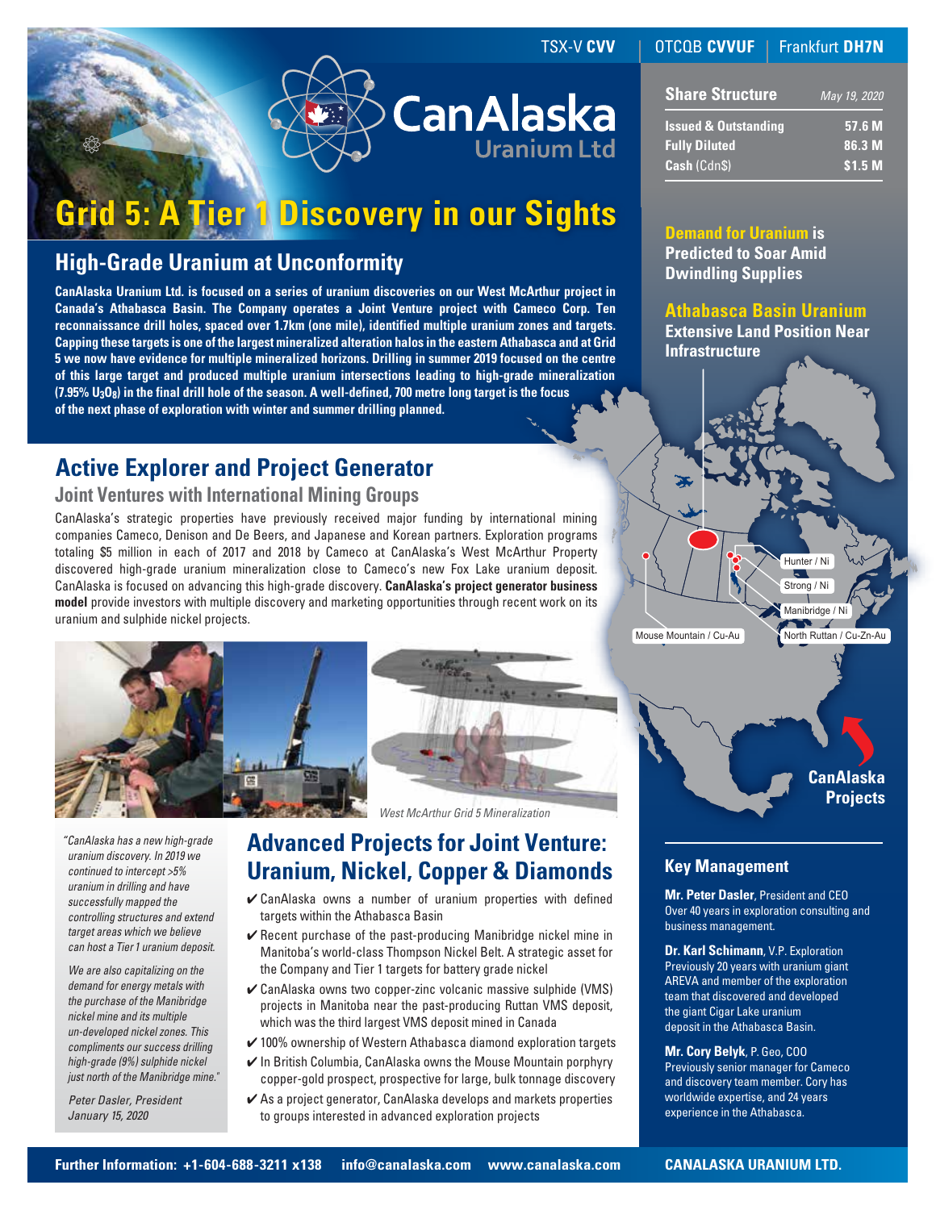TSX-V **CVV** | OTCQB **CVVUF** | Frankfurt **DH7N**

# CanAlaska Uranium Ltd

# Grid 5: A Tier 1 Discovery in our Sights

## High-Grade Uranium at Unconformity

**CanAlaska Uranium Ltd. is focused on a series of uranium discoveries on our West McArthur project in Canada's Athabasca Basin. The Company operates a Joint Venture project with Cameco Corp. Ten reconnaissance drill holes, spaced over 1.7km (one mile), identified multiple uranium zones and targets. Capping these targets is one of the largest mineralized alteration halos in the eastern Athabasca and at Grid 5 we now have evidence for multiple mineralized horizons. Drilling in summer 2019 focused on the centre of this large target and produced multiple uranium intersections leading to high-grade mineralization (7.95% $U_3O_8$) in the final drill hole of the season. A well-defined, 700 metre long target is the focus of the next phase of exploration with winter and summer drilling planned.**

## Active Explorer and Project Generator

### Joint Ventures with International Mining Groups

CanAlaska's strategic properties have previously received major funding by international mining companies Cameco, Denison and De Beers, and Japanese and Korean partners. Exploration programs totaling $5 million in each of 2017 and 2018 by Cameco at CanAlaska's West McArthur Property discovered high-grade uranium mineralization close to Cameco's new Fox Lake uranium deposit. CanAlaska is focused on advancing this high-grade discovery. **CanAlaska's project generator business model** provide investors with multiple discovery and marketing opportunities through recent work on its uranium and sulphide nickel projects.

*West McArthur Grid 5 Mineralization*

*"CanAlaska has a new high-grade uranium discovery. In 2019 we continued to intercept >5% uranium in drilling and have successfully mapped the controlling structures and extend target areas which we believe can host a Tier 1 uranium deposit.*

*We are also capitalizing on the demand for energy metals with the purchase of the Manibridge nickel mine and its multiple un-developed nickel zones. This compliments our success drilling high-grade (9%) sulphide nickel just north of the Manibridge mine."*

*Peter Dasler, President*
*January 15, 2020*

## Advanced Projects for Joint Venture: Uranium, Nickel, Copper & Diamonds

- ✔ CanAlaska owns a number of uranium properties with defined targets within the Athabasca Basin
- ✔ Recent purchase of the past-producing Manibridge nickel mine in Manitoba's world-class Thompson Nickel Belt. A strategic asset for the Company and Tier 1 targets for battery grade nickel
- ✔ CanAlaska owns two copper-zinc volcanic massive sulphide (VMS) projects in Manitoba near the past-producing Ruttan VMS deposit, which was the third largest VMS deposit mined in Canada
- ✔ 100% ownership of Western Athabasca diamond exploration targets
- ✔ In British Columbia, CanAlaska owns the Mouse Mountain porphyry copper-gold prospect, prospective for large, bulk tonnage discovery
- ✔ As a project generator, CanAlaska develops and markets properties to groups interested in advanced exploration projects

## Share Structure

*May 19, 2020*

| | |
|---|---|
| **Issued & Outstanding** | **57.6 M** |
| **Fully Diluted** | **86.3 M** |
| **Cash** (Cdn$) | **$1.5 M** |

**Demand for Uranium is Predicted to Soar Amid Dwindling Supplies**

**Athabasca Basin Uranium**
**Extensive Land Position Near Infrastructure**

Hunter / Ni
Strong / Ni
Manibridge / Ni
North Ruttan / Cu-Zn-Au
Mouse Mountain / Cu-Au

**CanAlaska Projects**

## Key Management

**Mr. Peter Dasler**, President and CEO
Over 40 years in exploration consulting and business management.

**Dr. Karl Schimann**, V.P. Exploration
Previously 20 years with uranium giant AREVA and member of the exploration team that discovered and developed the giant Cigar Lake uranium deposit in the Athabasca Basin.

**Mr. Cory Belyk**, P. Geo, COO
Previously senior manager for Cameco and discovery team member. Cory has worldwide expertise, and 24 years experience in the Athabasca.

**Further Information: +1-604-688-3211 x138 info@canalaska.com www.canalaska.com**

**CANALASKA URANIUM LTD.**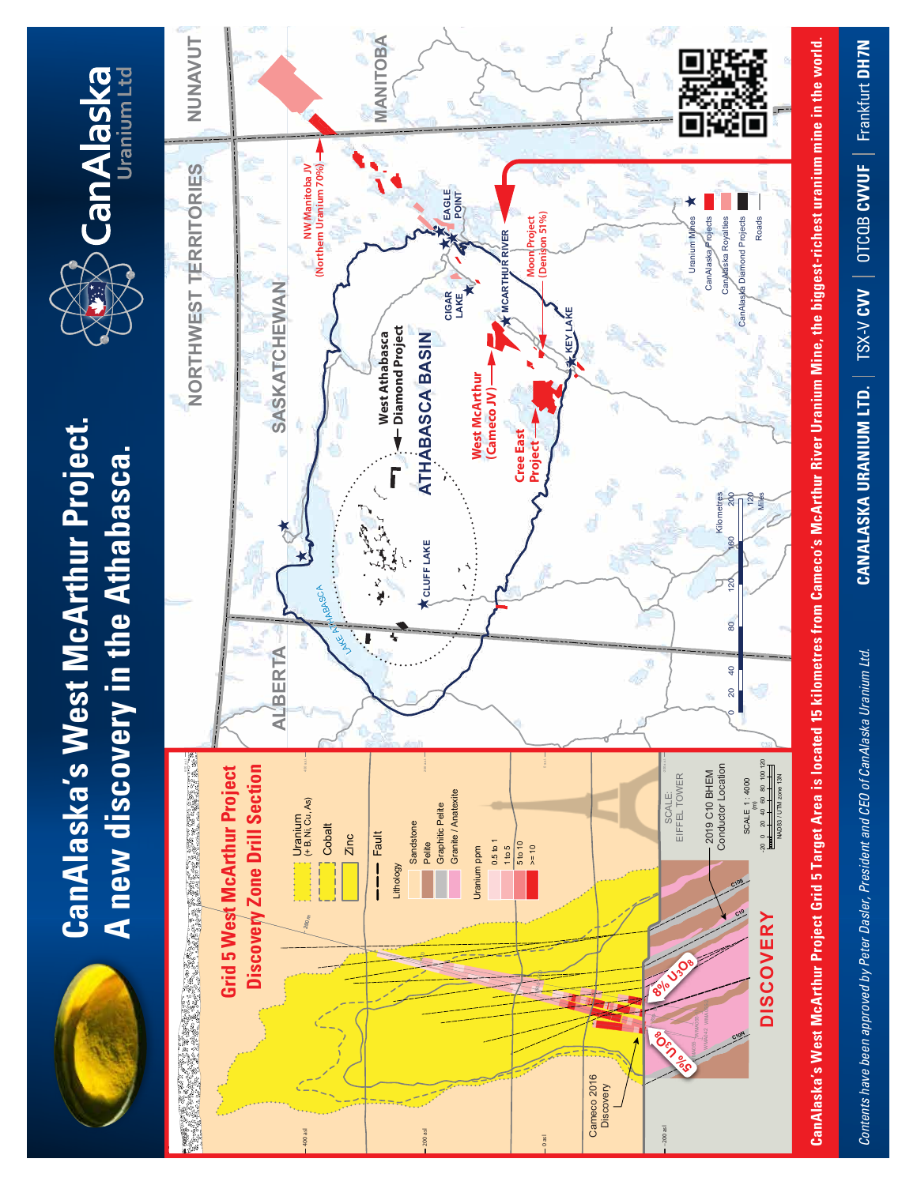# CanAlaska's West McArthur Project. A new discovery in the Athabasca.

CanAlaska Uranium Ltd

## Grid 5 West McArthur Project Discovery Zone Drill Section

Uranium (+ B, Ni, Cu, As)
Cobalt
Zinc
Fault

Lithology
Sandstone
Pelite
Graphitic Pelite
Granite / Anatexite

Uranium ppm
0.5 to 1
1 to 5
5 to 10
>= 10

SCALE: EIFFEL TOWER

2019 C10 BHEM Conductor Location

SCALE 1 : 4000

NAD83 / UTM zone 13N

400 asl
200 asl
0 asl
-200 asl

Cameco 2016 Discovery

8% $U_3O_8$

5% $U_3O_8$

C10

C10N

C10S

DISCOVERY

NUNAVUT
NORTHWEST TERRITORIES
MANITOBA
SASKATCHEWAN
ALBERTA

LAKE ATHABASCA
ATHABASCA BASIN
CLUFF LAKE
West Athabasca Diamond Project
McARTHUR RIVER
CIGAR LAKE
EAGLE POINT
KEY LAKE
NW Manitoba JV (Northern Uranium 70%)
Moon Project (Denison 51%)
West McArthur (Cameco JV)
Cree East Project

Kilometres: 0 20 40 80 120 160 200
Miles: 120

Uranium Mines
CanAlaska Projects
CanAlaska Royalties
CanAlaska Diamond Projects
Roads

**CanAlaska's West McArthur Project Grid 5 Target Area is located 15 kilometres from Cameco's McArthur River Uranium Mine, the biggest-richest uranium mine in the world.**

*Contents have been approved by Peter Dasler, President and CEO of CanAlaska Uranium Ltd.*

**CANALASKA URANIUM LTD.** | TSX-V **CVV** | OTCQB **CVVUF** | Frankfurt **DH7N**